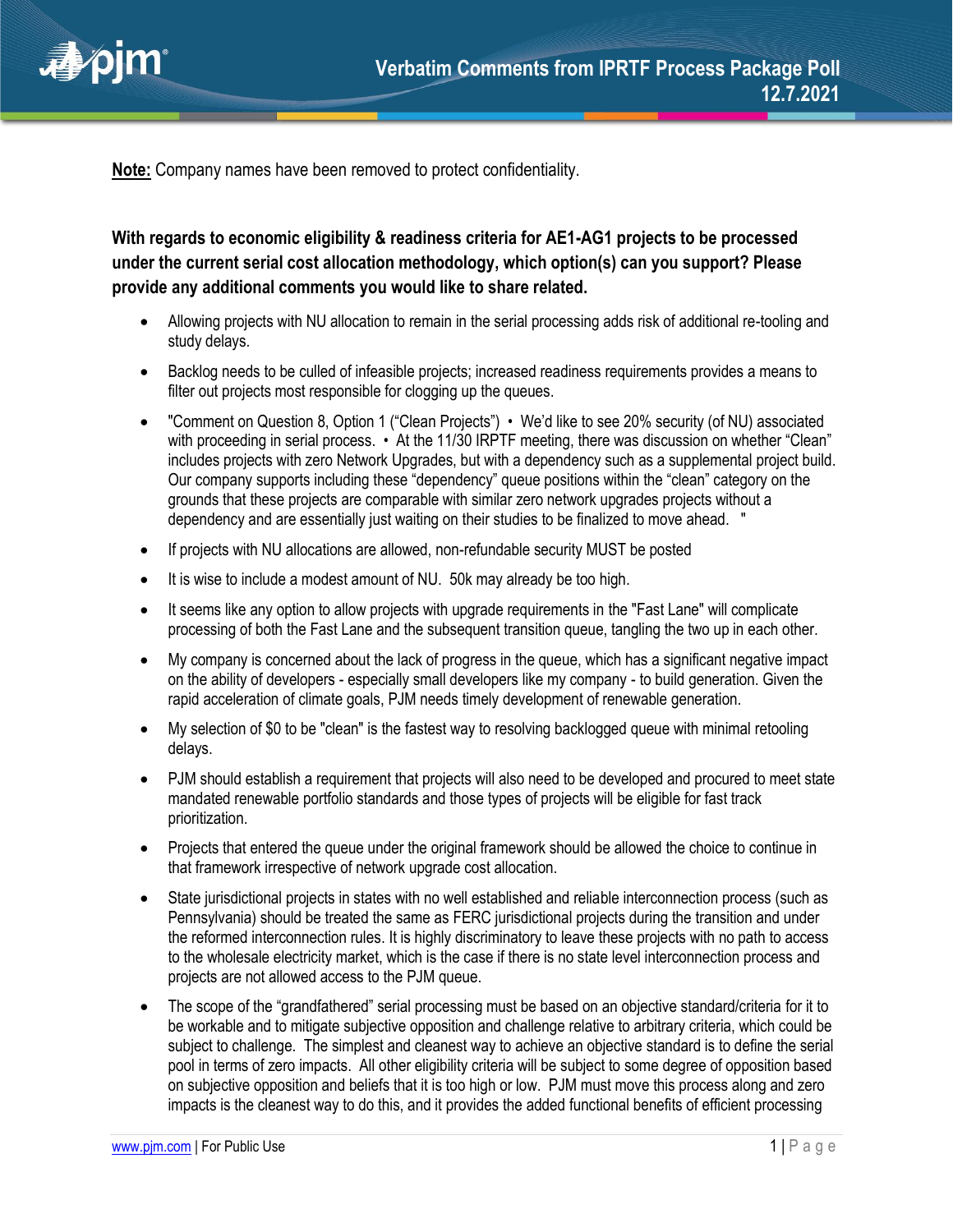# Verbatim Comments from IPRTF Process Package Poll 12.7.2021

**Note:** Company names have been removed to protect confidentiality.

**With regards to economic eligibility & readiness criteria for AE1-AG1 projects to be processed under the current serial cost allocation methodology, which option(s) can you support? Please provide any additional comments you would like to share related.**

- Allowing projects with NU allocation to remain in the serial processing adds risk of additional re-tooling and study delays.
- Backlog needs to be culled of infeasible projects; increased readiness requirements provides a means to filter out projects most responsible for clogging up the queues.
- "Comment on Question 8, Option 1 ("Clean Projects") • We'd like to see 20% security (of NU) associated with proceeding in serial process. • At the 11/30 IRPTF meeting, there was discussion on whether "Clean" includes projects with zero Network Upgrades, but with a dependency such as a supplemental project build. Our company supports including these "dependency" queue positions within the "clean" category on the grounds that these projects are comparable with similar zero network upgrades projects without a dependency and are essentially just waiting on their studies to be finalized to move ahead. "
- If projects with NU allocations are allowed, non-refundable security MUST be posted
- It is wise to include a modest amount of NU. 50k may already be too high.
- It seems like any option to allow projects with upgrade requirements in the "Fast Lane" will complicate processing of both the Fast Lane and the subsequent transition queue, tangling the two up in each other.
- My company is concerned about the lack of progress in the queue, which has a significant negative impact on the ability of developers - especially small developers like my company - to build generation. Given the rapid acceleration of climate goals, PJM needs timely development of renewable generation.
- My selection of $0 to be "clean" is the fastest way to resolving backlogged queue with minimal retooling delays.
- PJM should establish a requirement that projects will also need to be developed and procured to meet state mandated renewable portfolio standards and those types of projects will be eligible for fast track prioritization.
- Projects that entered the queue under the original framework should be allowed the choice to continue in that framework irrespective of network upgrade cost allocation.
- State jurisdictional projects in states with no well established and reliable interconnection process (such as Pennsylvania) should be treated the same as FERC jurisdictional projects during the transition and under the reformed interconnection rules. It is highly discriminatory to leave these projects with no path to access to the wholesale electricity market, which is the case if there is no state level interconnection process and projects are not allowed access to the PJM queue.
- The scope of the "grandfathered" serial processing must be based on an objective standard/criteria for it to be workable and to mitigate subjective opposition and challenge relative to arbitrary criteria, which could be subject to challenge. The simplest and cleanest way to achieve an objective standard is to define the serial pool in terms of zero impacts. All other eligibility criteria will be subject to some degree of opposition based on subjective opposition and beliefs that it is too high or low. PJM must move this process along and zero impacts is the cleanest way to do this, and it provides the added functional benefits of efficient processing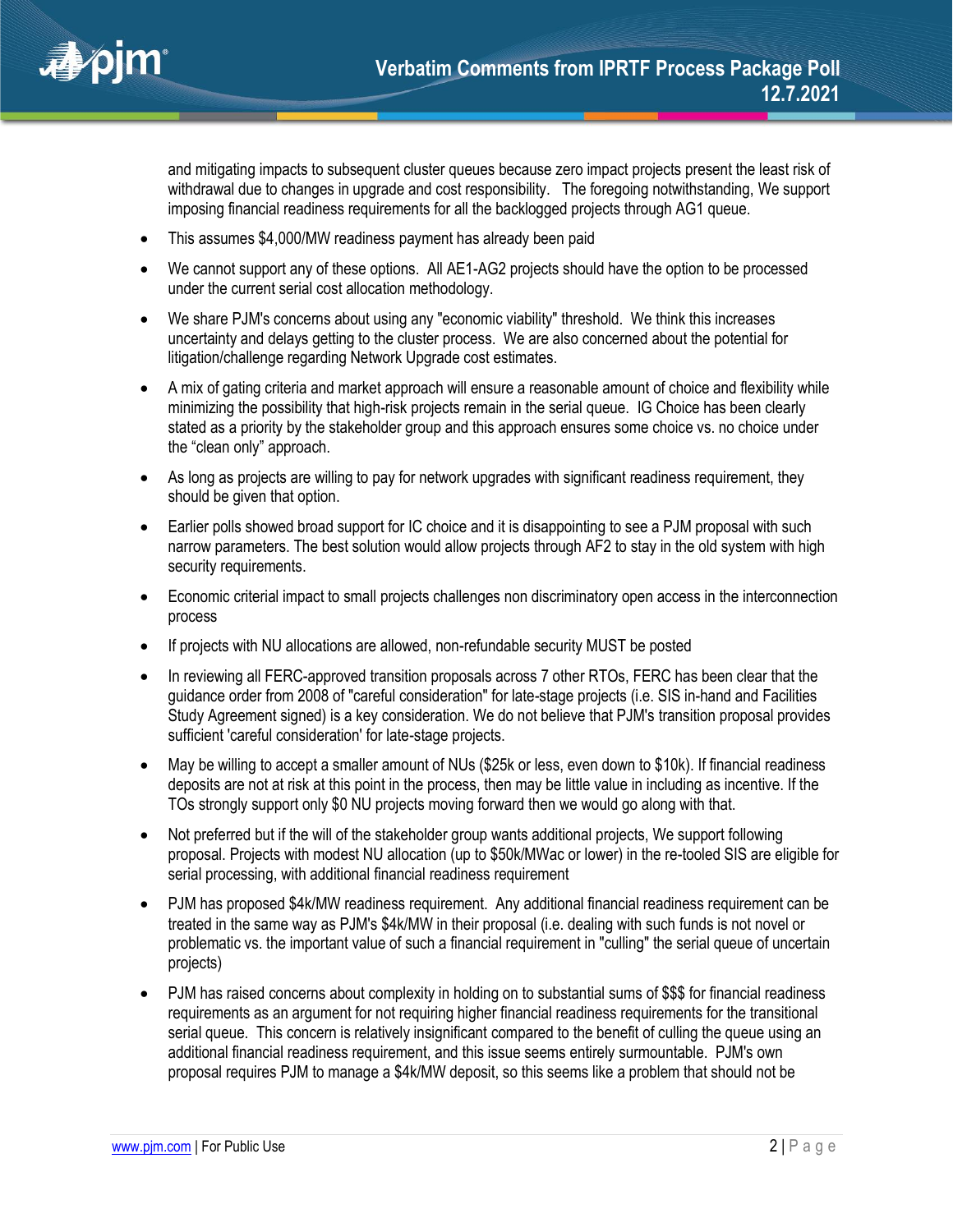and mitigating impacts to subsequent cluster queues because zero impact projects present the least risk of withdrawal due to changes in upgrade and cost responsibility. The foregoing notwithstanding, We support imposing financial readiness requirements for all the backlogged projects through AG1 queue.

- This assumes $4,000/MW readiness payment has already been paid
- We cannot support any of these options. All AE1-AG2 projects should have the option to be processed under the current serial cost allocation methodology.
- We share PJM's concerns about using any "economic viability" threshold. We think this increases uncertainty and delays getting to the cluster process. We are also concerned about the potential for litigation/challenge regarding Network Upgrade cost estimates.
- A mix of gating criteria and market approach will ensure a reasonable amount of choice and flexibility while minimizing the possibility that high-risk projects remain in the serial queue. IG Choice has been clearly stated as a priority by the stakeholder group and this approach ensures some choice vs. no choice under the "clean only" approach.
- As long as projects are willing to pay for network upgrades with significant readiness requirement, they should be given that option.
- Earlier polls showed broad support for IC choice and it is disappointing to see a PJM proposal with such narrow parameters. The best solution would allow projects through AF2 to stay in the old system with high security requirements.
- Economic criterial impact to small projects challenges non discriminatory open access in the interconnection process
- If projects with NU allocations are allowed, non-refundable security MUST be posted
- In reviewing all FERC-approved transition proposals across 7 other RTOs, FERC has been clear that the guidance order from 2008 of "careful consideration" for late-stage projects (i.e. SIS in-hand and Facilities Study Agreement signed) is a key consideration. We do not believe that PJM's transition proposal provides sufficient 'careful consideration' for late-stage projects.
- May be willing to accept a smaller amount of NUs ($25k or less, even down to $10k). If financial readiness deposits are not at risk at this point in the process, then may be little value in including as incentive. If the TOs strongly support only $0 NU projects moving forward then we would go along with that.
- Not preferred but if the will of the stakeholder group wants additional projects, We support following proposal. Projects with modest NU allocation (up to $50k/MWac or lower) in the re-tooled SIS are eligible for serial processing, with additional financial readiness requirement
- PJM has proposed $4k/MW readiness requirement. Any additional financial readiness requirement can be treated in the same way as PJM's $4k/MW in their proposal (i.e. dealing with such funds is not novel or problematic vs. the important value of such a financial requirement in "culling" the serial queue of uncertain projects)
- PJM has raised concerns about complexity in holding on to substantial sums of $$$ for financial readiness requirements as an argument for not requiring higher financial readiness requirements for the transitional serial queue. This concern is relatively insignificant compared to the benefit of culling the queue using an additional financial readiness requirement, and this issue seems entirely surmountable. PJM's own proposal requires PJM to manage a $4k/MW deposit, so this seems like a problem that should not be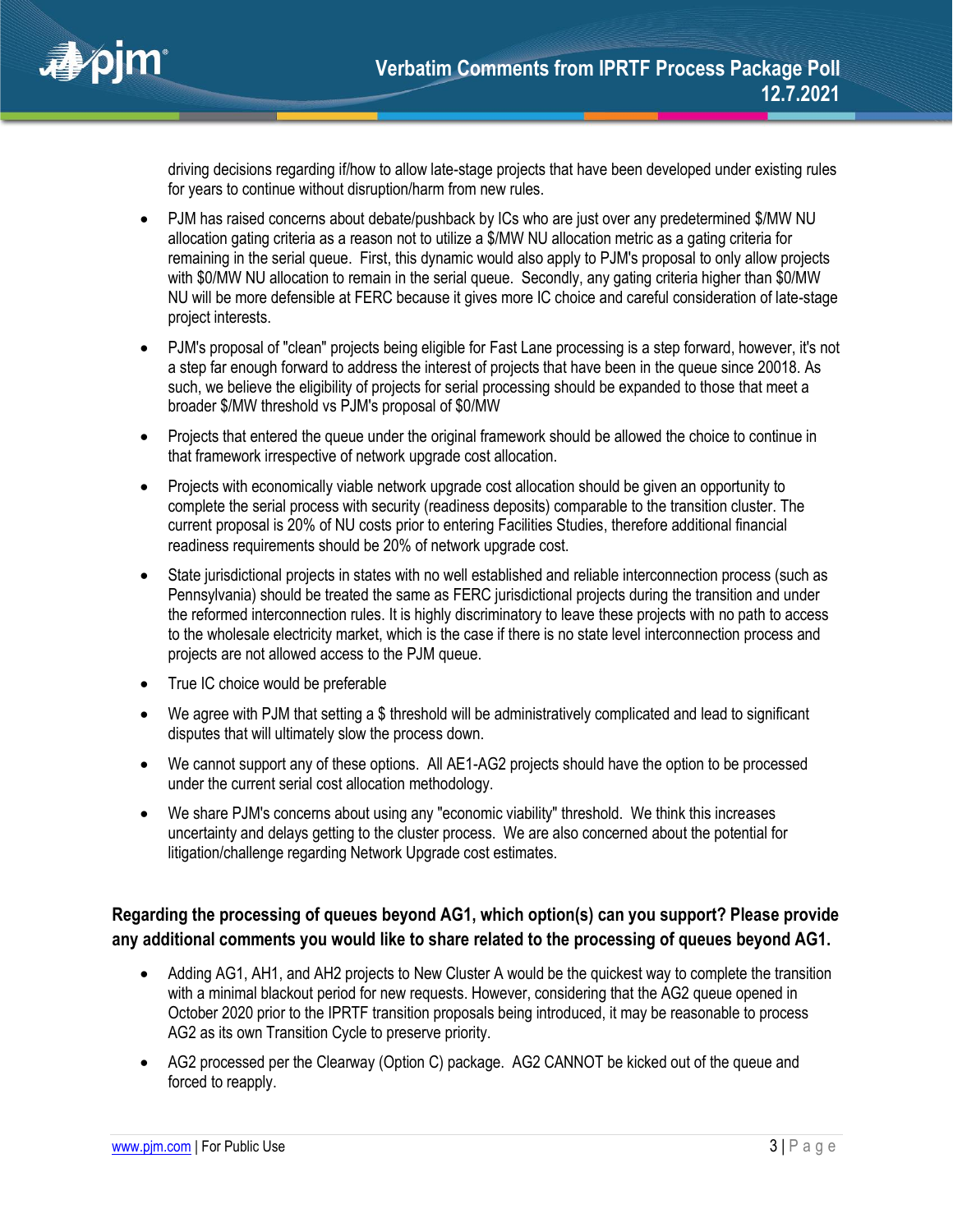driving decisions regarding if/how to allow late-stage projects that have been developed under existing rules for years to continue without disruption/harm from new rules.

- PJM has raised concerns about debate/pushback by ICs who are just over any predetermined $/MW NU allocation gating criteria as a reason not to utilize a $/MW NU allocation metric as a gating criteria for remaining in the serial queue. First, this dynamic would also apply to PJM's proposal to only allow projects with $0/MW NU allocation to remain in the serial queue. Secondly, any gating criteria higher than $0/MW NU will be more defensible at FERC because it gives more IC choice and careful consideration of late-stage project interests.
- PJM's proposal of "clean" projects being eligible for Fast Lane processing is a step forward, however, it's not a step far enough forward to address the interest of projects that have been in the queue since 20018. As such, we believe the eligibility of projects for serial processing should be expanded to those that meet a broader $/MW threshold vs PJM's proposal of $0/MW
- Projects that entered the queue under the original framework should be allowed the choice to continue in that framework irrespective of network upgrade cost allocation.
- Projects with economically viable network upgrade cost allocation should be given an opportunity to complete the serial process with security (readiness deposits) comparable to the transition cluster. The current proposal is 20% of NU costs prior to entering Facilities Studies, therefore additional financial readiness requirements should be 20% of network upgrade cost.
- State jurisdictional projects in states with no well established and reliable interconnection process (such as Pennsylvania) should be treated the same as FERC jurisdictional projects during the transition and under the reformed interconnection rules. It is highly discriminatory to leave these projects with no path to access to the wholesale electricity market, which is the case if there is no state level interconnection process and projects are not allowed access to the PJM queue.
- True IC choice would be preferable
- We agree with PJM that setting a $ threshold will be administratively complicated and lead to significant disputes that will ultimately slow the process down.
- We cannot support any of these options. All AE1-AG2 projects should have the option to be processed under the current serial cost allocation methodology.
- We share PJM's concerns about using any "economic viability" threshold. We think this increases uncertainty and delays getting to the cluster process. We are also concerned about the potential for litigation/challenge regarding Network Upgrade cost estimates.

### Regarding the processing of queues beyond AG1, which option(s) can you support? Please provide any additional comments you would like to share related to the processing of queues beyond AG1.

- Adding AG1, AH1, and AH2 projects to New Cluster A would be the quickest way to complete the transition with a minimal blackout period for new requests. However, considering that the AG2 queue opened in October 2020 prior to the IPRTF transition proposals being introduced, it may be reasonable to process AG2 as its own Transition Cycle to preserve priority.
- AG2 processed per the Clearway (Option C) package. AG2 CANNOT be kicked out of the queue and forced to reapply.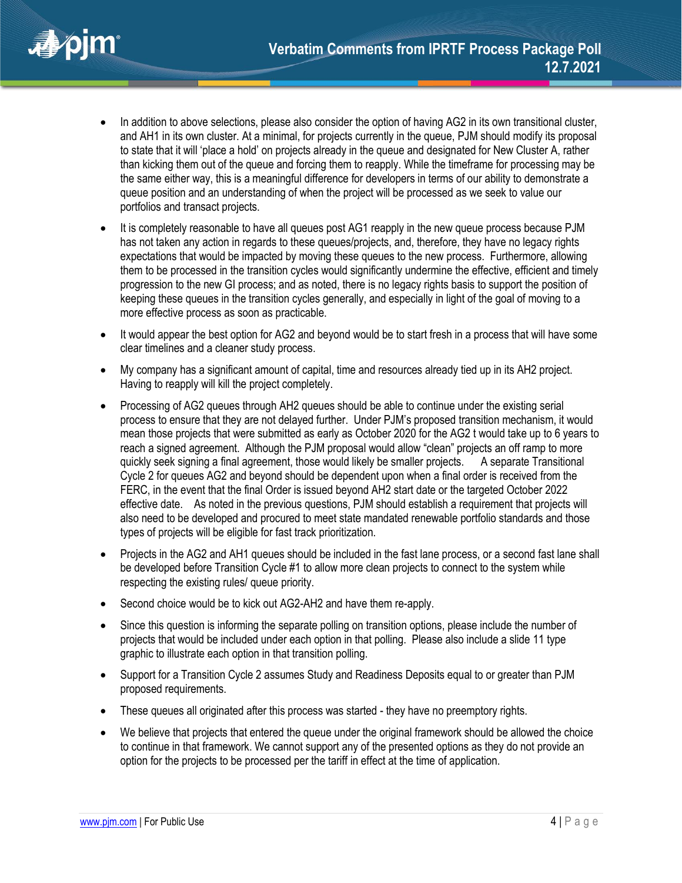- In addition to above selections, please also consider the option of having AG2 in its own transitional cluster, and AH1 in its own cluster. At a minimal, for projects currently in the queue, PJM should modify its proposal to state that it will 'place a hold' on projects already in the queue and designated for New Cluster A, rather than kicking them out of the queue and forcing them to reapply. While the timeframe for processing may be the same either way, this is a meaningful difference for developers in terms of our ability to demonstrate a queue position and an understanding of when the project will be processed as we seek to value our portfolios and transact projects.
- It is completely reasonable to have all queues post AG1 reapply in the new queue process because PJM has not taken any action in regards to these queues/projects, and, therefore, they have no legacy rights expectations that would be impacted by moving these queues to the new process. Furthermore, allowing them to be processed in the transition cycles would significantly undermine the effective, efficient and timely progression to the new GI process; and as noted, there is no legacy rights basis to support the position of keeping these queues in the transition cycles generally, and especially in light of the goal of moving to a more effective process as soon as practicable.
- It would appear the best option for AG2 and beyond would be to start fresh in a process that will have some clear timelines and a cleaner study process.
- My company has a significant amount of capital, time and resources already tied up in its AH2 project. Having to reapply will kill the project completely.
- Processing of AG2 queues through AH2 queues should be able to continue under the existing serial process to ensure that they are not delayed further. Under PJM's proposed transition mechanism, it would mean those projects that were submitted as early as October 2020 for the AG2 t would take up to 6 years to reach a signed agreement. Although the PJM proposal would allow "clean" projects an off ramp to more quickly seek signing a final agreement, those would likely be smaller projects. A separate Transitional Cycle 2 for queues AG2 and beyond should be dependent upon when a final order is received from the FERC, in the event that the final Order is issued beyond AH2 start date or the targeted October 2022 effective date. As noted in the previous questions, PJM should establish a requirement that projects will also need to be developed and procured to meet state mandated renewable portfolio standards and those types of projects will be eligible for fast track prioritization.
- Projects in the AG2 and AH1 queues should be included in the fast lane process, or a second fast lane shall be developed before Transition Cycle #1 to allow more clean projects to connect to the system while respecting the existing rules/ queue priority.
- Second choice would be to kick out AG2-AH2 and have them re-apply.
- Since this question is informing the separate polling on transition options, please include the number of projects that would be included under each option in that polling. Please also include a slide 11 type graphic to illustrate each option in that transition polling.
- Support for a Transition Cycle 2 assumes Study and Readiness Deposits equal to or greater than PJM proposed requirements.
- These queues all originated after this process was started - they have no preemptory rights.
- We believe that projects that entered the queue under the original framework should be allowed the choice to continue in that framework. We cannot support any of the presented options as they do not provide an option for the projects to be processed per the tariff in effect at the time of application.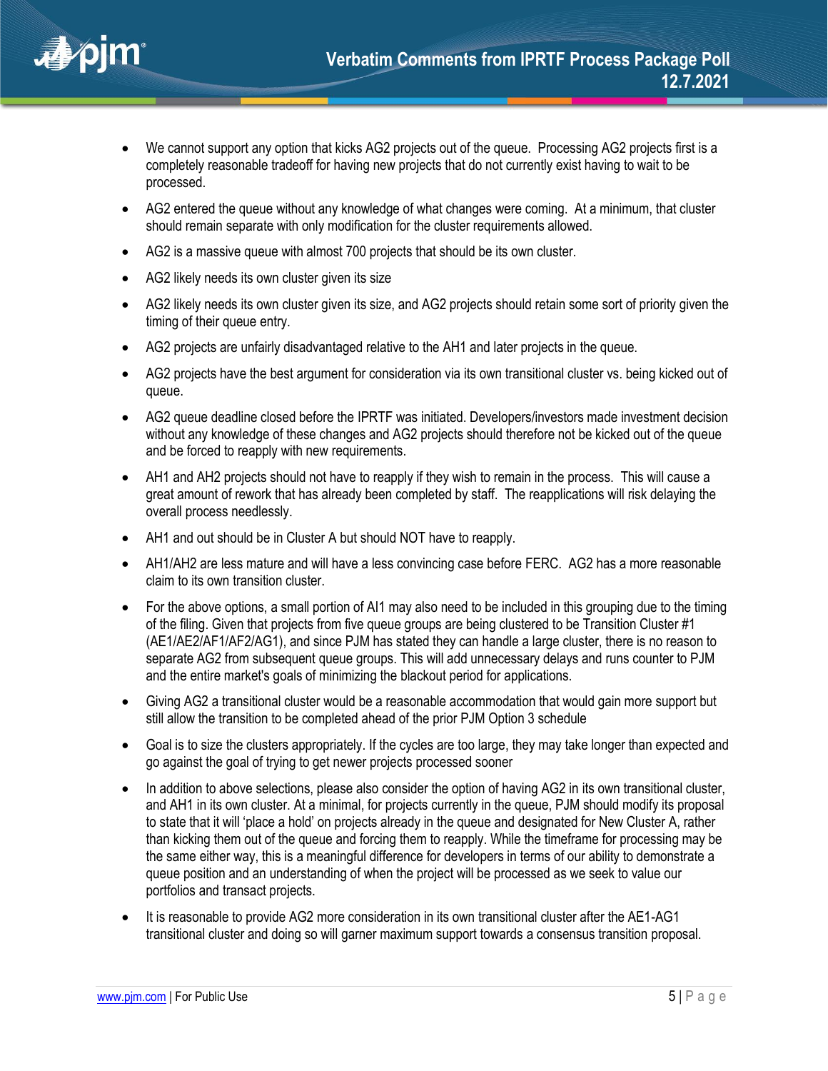- We cannot support any option that kicks AG2 projects out of the queue. Processing AG2 projects first is a completely reasonable tradeoff for having new projects that do not currently exist having to wait to be processed.
- AG2 entered the queue without any knowledge of what changes were coming. At a minimum, that cluster should remain separate with only modification for the cluster requirements allowed.
- AG2 is a massive queue with almost 700 projects that should be its own cluster.
- AG2 likely needs its own cluster given its size
- AG2 likely needs its own cluster given its size, and AG2 projects should retain some sort of priority given the timing of their queue entry.
- AG2 projects are unfairly disadvantaged relative to the AH1 and later projects in the queue.
- AG2 projects have the best argument for consideration via its own transitional cluster vs. being kicked out of queue.
- AG2 queue deadline closed before the IPRTF was initiated. Developers/investors made investment decision without any knowledge of these changes and AG2 projects should therefore not be kicked out of the queue and be forced to reapply with new requirements.
- AH1 and AH2 projects should not have to reapply if they wish to remain in the process. This will cause a great amount of rework that has already been completed by staff. The reapplications will risk delaying the overall process needlessly.
- AH1 and out should be in Cluster A but should NOT have to reapply.
- AH1/AH2 are less mature and will have a less convincing case before FERC. AG2 has a more reasonable claim to its own transition cluster.
- For the above options, a small portion of AI1 may also need to be included in this grouping due to the timing of the filing. Given that projects from five queue groups are being clustered to be Transition Cluster #1 (AE1/AE2/AF1/AF2/AG1), and since PJM has stated they can handle a large cluster, there is no reason to separate AG2 from subsequent queue groups. This will add unnecessary delays and runs counter to PJM and the entire market's goals of minimizing the blackout period for applications.
- Giving AG2 a transitional cluster would be a reasonable accommodation that would gain more support but still allow the transition to be completed ahead of the prior PJM Option 3 schedule
- Goal is to size the clusters appropriately. If the cycles are too large, they may take longer than expected and go against the goal of trying to get newer projects processed sooner
- In addition to above selections, please also consider the option of having AG2 in its own transitional cluster, and AH1 in its own cluster. At a minimal, for projects currently in the queue, PJM should modify its proposal to state that it will 'place a hold' on projects already in the queue and designated for New Cluster A, rather than kicking them out of the queue and forcing them to reapply. While the timeframe for processing may be the same either way, this is a meaningful difference for developers in terms of our ability to demonstrate a queue position and an understanding of when the project will be processed as we seek to value our portfolios and transact projects.
- It is reasonable to provide AG2 more consideration in its own transitional cluster after the AE1-AG1 transitional cluster and doing so will garner maximum support towards a consensus transition proposal.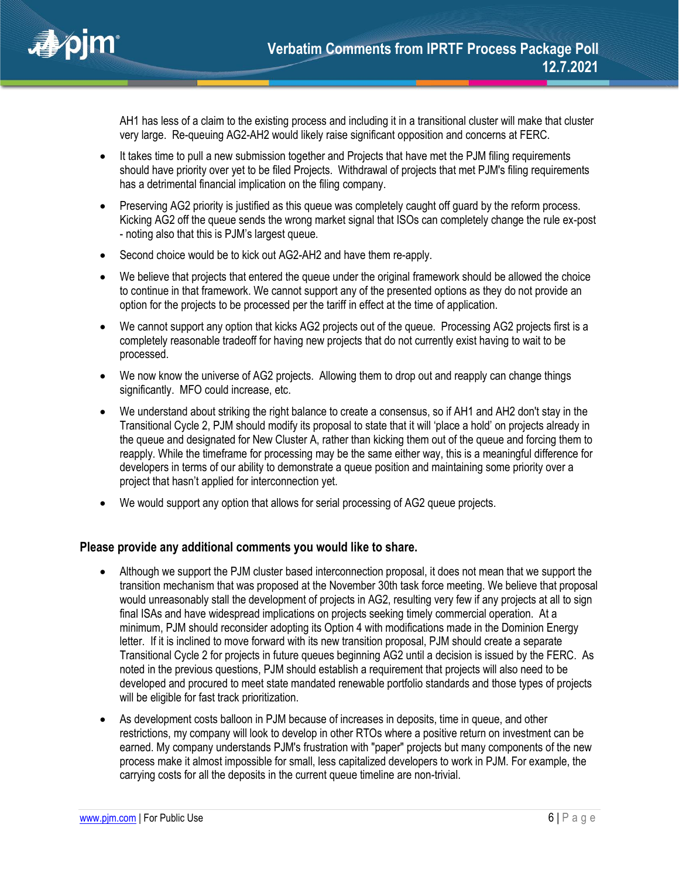AH1 has less of a claim to the existing process and including it in a transitional cluster will make that cluster very large. Re-queuing AG2-AH2 would likely raise significant opposition and concerns at FERC.

- It takes time to pull a new submission together and Projects that have met the PJM filing requirements should have priority over yet to be filed Projects. Withdrawal of projects that met PJM's filing requirements has a detrimental financial implication on the filing company.
- Preserving AG2 priority is justified as this queue was completely caught off guard by the reform process. Kicking AG2 off the queue sends the wrong market signal that ISOs can completely change the rule ex-post - noting also that this is PJM's largest queue.
- Second choice would be to kick out AG2-AH2 and have them re-apply.
- We believe that projects that entered the queue under the original framework should be allowed the choice to continue in that framework. We cannot support any of the presented options as they do not provide an option for the projects to be processed per the tariff in effect at the time of application.
- We cannot support any option that kicks AG2 projects out of the queue. Processing AG2 projects first is a completely reasonable tradeoff for having new projects that do not currently exist having to wait to be processed.
- We now know the universe of AG2 projects. Allowing them to drop out and reapply can change things significantly. MFO could increase, etc.
- We understand about striking the right balance to create a consensus, so if AH1 and AH2 don't stay in the Transitional Cycle 2, PJM should modify its proposal to state that it will 'place a hold' on projects already in the queue and designated for New Cluster A, rather than kicking them out of the queue and forcing them to reapply. While the timeframe for processing may be the same either way, this is a meaningful difference for developers in terms of our ability to demonstrate a queue position and maintaining some priority over a project that hasn't applied for interconnection yet.
- We would support any option that allows for serial processing of AG2 queue projects.

### Please provide any additional comments you would like to share.

- Although we support the PJM cluster based interconnection proposal, it does not mean that we support the transition mechanism that was proposed at the November 30th task force meeting. We believe that proposal would unreasonably stall the development of projects in AG2, resulting very few if any projects at all to sign final ISAs and have widespread implications on projects seeking timely commercial operation. At a minimum, PJM should reconsider adopting its Option 4 with modifications made in the Dominion Energy letter. If it is inclined to move forward with its new transition proposal, PJM should create a separate Transitional Cycle 2 for projects in future queues beginning AG2 until a decision is issued by the FERC. As noted in the previous questions, PJM should establish a requirement that projects will also need to be developed and procured to meet state mandated renewable portfolio standards and those types of projects will be eligible for fast track prioritization.
- As development costs balloon in PJM because of increases in deposits, time in queue, and other restrictions, my company will look to develop in other RTOs where a positive return on investment can be earned. My company understands PJM's frustration with "paper" projects but many components of the new process make it almost impossible for small, less capitalized developers to work in PJM. For example, the carrying costs for all the deposits in the current queue timeline are non-trivial.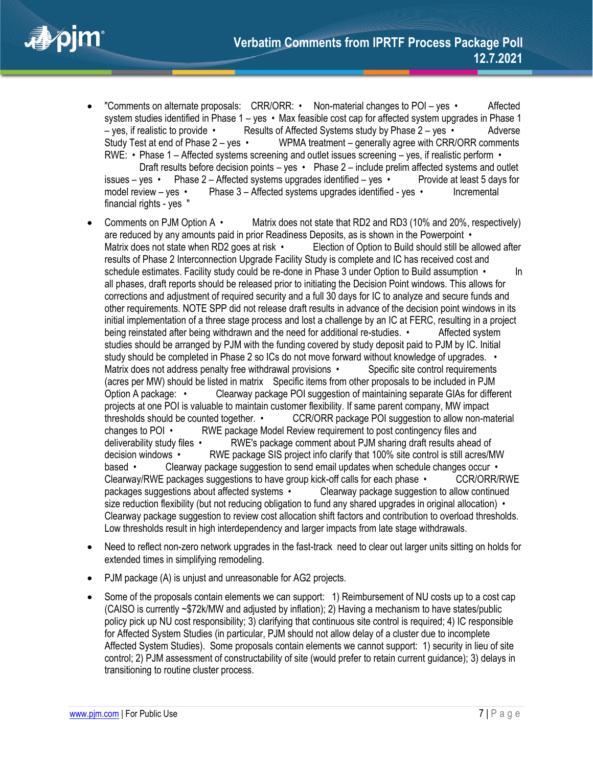- "Comments on alternate proposals: CRR/ORR: • Non-material changes to POI – yes • Affected system studies identified in Phase 1 – yes • Max feasible cost cap for affected system upgrades in Phase 1 – yes, if realistic to provide • Results of Affected Systems study by Phase 2 – yes • Adverse Study Test at end of Phase 2 – yes • WPMA treatment – generally agree with CRR/ORR comments RWE: • Phase 1 – Affected systems screening and outlet issues screening – yes, if realistic perform • Draft results before decision points – yes • Phase 2 – include prelim affected systems and outlet issues – yes • Phase 2 – Affected systems upgrades identified – yes • Provide at least 5 days for model review – yes • Phase 3 – Affected systems upgrades identified - yes • Incremental financial rights - yes "
- Comments on PJM Option A • Matrix does not state that RD2 and RD3 (10% and 20%, respectively) are reduced by any amounts paid in prior Readiness Deposits, as is shown in the Powerpoint • Matrix does not state when RD2 goes at risk • Election of Option to Build should still be allowed after results of Phase 2 Interconnection Upgrade Facility Study is complete and IC has received cost and schedule estimates. Facility study could be re-done in Phase 3 under Option to Build assumption • In all phases, draft reports should be released prior to initiating the Decision Point windows. This allows for corrections and adjustment of required security and a full 30 days for IC to analyze and secure funds and other requirements. NOTE SPP did not release draft results in advance of the decision point windows in its initial implementation of a three stage process and lost a challenge by an IC at FERC, resulting in a project being reinstated after being withdrawn and the need for additional re-studies. • Affected system studies should be arranged by PJM with the funding covered by study deposit paid to PJM by IC. Initial study should be completed in Phase 2 so ICs do not move forward without knowledge of upgrades. • Matrix does not address penalty free withdrawal provisions • Specific site control requirements (acres per MW) should be listed in matrix Specific items from other proposals to be included in PJM Option A package: • Clearway package POI suggestion of maintaining separate GIAs for different projects at one POI is valuable to maintain customer flexibility. If same parent company, MW impact thresholds should be counted together. • CCR/ORR package POI suggestion to allow non-material changes to POI • RWE package Model Review requirement to post contingency files and deliverability study files • RWE's package comment about PJM sharing draft results ahead of decision windows • RWE package SIS project info clarify that 100% site control is still acres/MW based • Clearway package suggestion to send email updates when schedule changes occur • Clearway/RWE packages suggestions to have group kick-off calls for each phase • CCR/ORR/RWE packages suggestions about affected systems • Clearway package suggestion to allow continued size reduction flexibility (but not reducing obligation to fund any shared upgrades in original allocation) • Clearway package suggestion to review cost allocation shift factors and contribution to overload thresholds. Low thresholds result in high interdependency and larger impacts from late stage withdrawals.
- Need to reflect non-zero network upgrades in the fast-track need to clear out larger units sitting on holds for extended times in simplifying remodeling.
- PJM package (A) is unjust and unreasonable for AG2 projects.
- Some of the proposals contain elements we can support: 1) Reimbursement of NU costs up to a cost cap (CAISO is currently ~$72k/MW and adjusted by inflation); 2) Having a mechanism to have states/public policy pick up NU cost responsibility; 3) clarifying that continuous site control is required; 4) IC responsible for Affected System Studies (in particular, PJM should not allow delay of a cluster due to incomplete Affected System Studies). Some proposals contain elements we cannot support: 1) security in lieu of site control; 2) PJM assessment of constructability of site (would prefer to retain current guidance); 3) delays in transitioning to routine cluster process.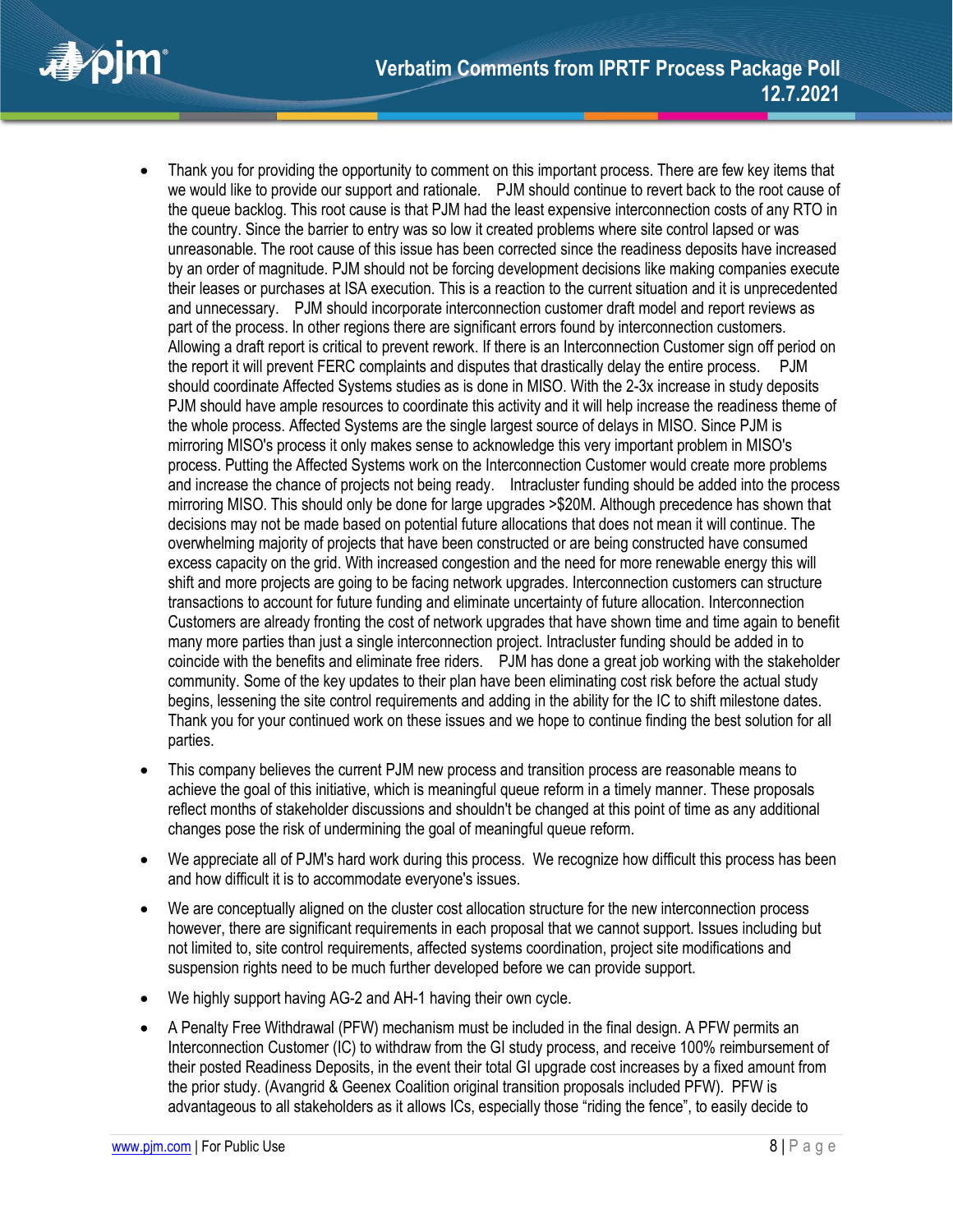- Thank you for providing the opportunity to comment on this important process. There are few key items that we would like to provide our support and rationale.   PJM should continue to revert back to the root cause of the queue backlog. This root cause is that PJM had the least expensive interconnection costs of any RTO in the country. Since the barrier to entry was so low it created problems where site control lapsed or was unreasonable. The root cause of this issue has been corrected since the readiness deposits have increased by an order of magnitude. PJM should not be forcing development decisions like making companies execute their leases or purchases at ISA execution. This is a reaction to the current situation and it is unprecedented and unnecessary.   PJM should incorporate interconnection customer draft model and report reviews as part of the process. In other regions there are significant errors found by interconnection customers. Allowing a draft report is critical to prevent rework. If there is an Interconnection Customer sign off period on the report it will prevent FERC complaints and disputes that drastically delay the entire process.   PJM should coordinate Affected Systems studies as is done in MISO. With the 2-3x increase in study deposits PJM should have ample resources to coordinate this activity and it will help increase the readiness theme of the whole process. Affected Systems are the single largest source of delays in MISO. Since PJM is mirroring MISO's process it only makes sense to acknowledge this very important problem in MISO's process. Putting the Affected Systems work on the Interconnection Customer would create more problems and increase the chance of projects not being ready.   Intracluster funding should be added into the process mirroring MISO. This should only be done for large upgrades >$20M. Although precedence has shown that decisions may not be made based on potential future allocations that does not mean it will continue. The overwhelming majority of projects that have been constructed or are being constructed have consumed excess capacity on the grid. With increased congestion and the need for more renewable energy this will shift and more projects are going to be facing network upgrades. Interconnection customers can structure transactions to account for future funding and eliminate uncertainty of future allocation. Interconnection Customers are already fronting the cost of network upgrades that have shown time and time again to benefit many more parties than just a single interconnection project. Intracluster funding should be added in to coincide with the benefits and eliminate free riders.   PJM has done a great job working with the stakeholder community. Some of the key updates to their plan have been eliminating cost risk before the actual study begins, lessening the site control requirements and adding in the ability for the IC to shift milestone dates. Thank you for your continued work on these issues and we hope to continue finding the best solution for all parties.
- This company believes the current PJM new process and transition process are reasonable means to achieve the goal of this initiative, which is meaningful queue reform in a timely manner. These proposals reflect months of stakeholder discussions and shouldn't be changed at this point of time as any additional changes pose the risk of undermining the goal of meaningful queue reform.
- We appreciate all of PJM's hard work during this process.  We recognize how difficult this process has been and how difficult it is to accommodate everyone's issues.
- We are conceptually aligned on the cluster cost allocation structure for the new interconnection process however, there are significant requirements in each proposal that we cannot support. Issues including but not limited to, site control requirements, affected systems coordination, project site modifications and suspension rights need to be much further developed before we can provide support.
- We highly support having AG-2 and AH-1 having their own cycle.
- A Penalty Free Withdrawal (PFW) mechanism must be included in the final design. A PFW permits an Interconnection Customer (IC) to withdraw from the GI study process, and receive 100% reimbursement of their posted Readiness Deposits, in the event their total GI upgrade cost increases by a fixed amount from the prior study. (Avangrid & Geenex Coalition original transition proposals included PFW).  PFW is advantageous to all stakeholders as it allows ICs, especially those "riding the fence", to easily decide to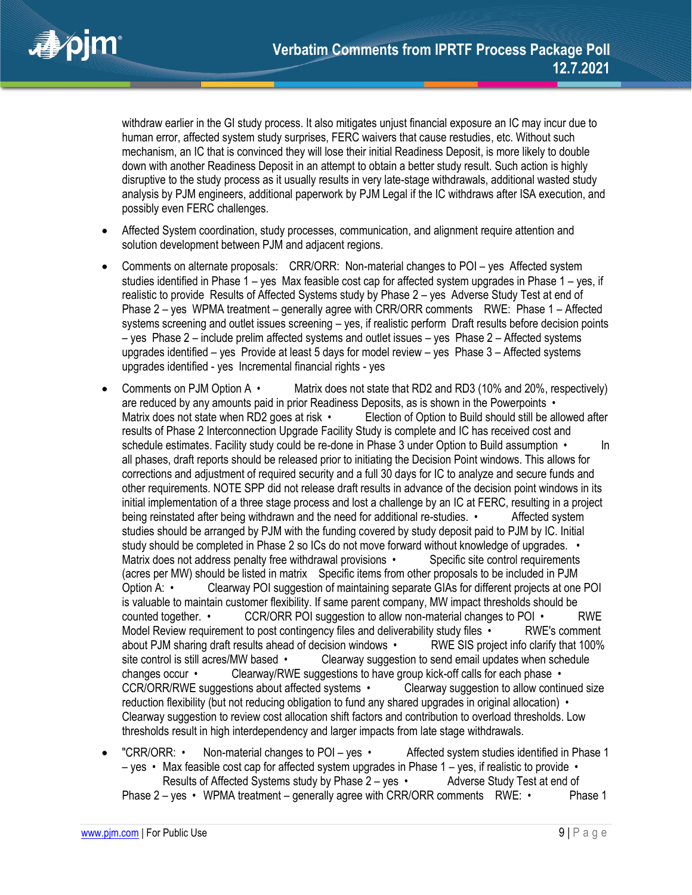withdraw earlier in the GI study process. It also mitigates unjust financial exposure an IC may incur due to human error, affected system study surprises, FERC waivers that cause restudies, etc. Without such mechanism, an IC that is convinced they will lose their initial Readiness Deposit, is more likely to double down with another Readiness Deposit in an attempt to obtain a better study result. Such action is highly disruptive to the study process as it usually results in very late-stage withdrawals, additional wasted study analysis by PJM engineers, additional paperwork by PJM Legal if the IC withdraws after ISA execution, and possibly even FERC challenges.

- Affected System coordination, study processes, communication, and alignment require attention and solution development between PJM and adjacent regions.
- Comments on alternate proposals: CRR/ORR: Non-material changes to POI – yes Affected system studies identified in Phase 1 – yes Max feasible cost cap for affected system upgrades in Phase 1 – yes, if realistic to provide Results of Affected Systems study by Phase 2 – yes Adverse Study Test at end of Phase 2 – yes WPMA treatment – generally agree with CRR/ORR comments RWE: Phase 1 – Affected systems screening and outlet issues screening – yes, if realistic perform Draft results before decision points – yes Phase 2 – include prelim affected systems and outlet issues – yes Phase 2 – Affected systems upgrades identified – yes Provide at least 5 days for model review – yes Phase 3 – Affected systems upgrades identified - yes Incremental financial rights - yes
- Comments on PJM Option A • Matrix does not state that RD2 and RD3 (10% and 20%, respectively) are reduced by any amounts paid in prior Readiness Deposits, as is shown in the Powerpoints • Matrix does not state when RD2 goes at risk • Election of Option to Build should still be allowed after results of Phase 2 Interconnection Upgrade Facility Study is complete and IC has received cost and schedule estimates. Facility study could be re-done in Phase 3 under Option to Build assumption • In all phases, draft reports should be released prior to initiating the Decision Point windows. This allows for corrections and adjustment of required security and a full 30 days for IC to analyze and secure funds and other requirements. NOTE SPP did not release draft results in advance of the decision point windows in its initial implementation of a three stage process and lost a challenge by an IC at FERC, resulting in a project being reinstated after being withdrawn and the need for additional re-studies. • Affected system studies should be arranged by PJM with the funding covered by study deposit paid to PJM by IC. Initial study should be completed in Phase 2 so ICs do not move forward without knowledge of upgrades. • Matrix does not address penalty free withdrawal provisions • Specific site control requirements (acres per MW) should be listed in matrix Specific items from other proposals to be included in PJM Option A: • Clearway POI suggestion of maintaining separate GIAs for different projects at one POI is valuable to maintain customer flexibility. If same parent company, MW impact thresholds should be counted together. • CCR/ORR POI suggestion to allow non-material changes to POI • RWE Model Review requirement to post contingency files and deliverability study files • RWE's comment about PJM sharing draft results ahead of decision windows • RWE SIS project info clarify that 100% site control is still acres/MW based • Clearway suggestion to send email updates when schedule changes occur • Clearway/RWE suggestions to have group kick-off calls for each phase • CCR/ORR/RWE suggestions about affected systems • Clearway suggestion to allow continued size reduction flexibility (but not reducing obligation to fund any shared upgrades in original allocation) • Clearway suggestion to review cost allocation shift factors and contribution to overload thresholds. Low thresholds result in high interdependency and larger impacts from late stage withdrawals.
- "CRR/ORR: • Non-material changes to POI – yes • Affected system studies identified in Phase 1 – yes • Max feasible cost cap for affected system upgrades in Phase 1 – yes, if realistic to provide • Results of Affected Systems study by Phase 2 – yes • Adverse Study Test at end of Phase 2 – yes • WPMA treatment – generally agree with CRR/ORR comments RWE: • Phase 1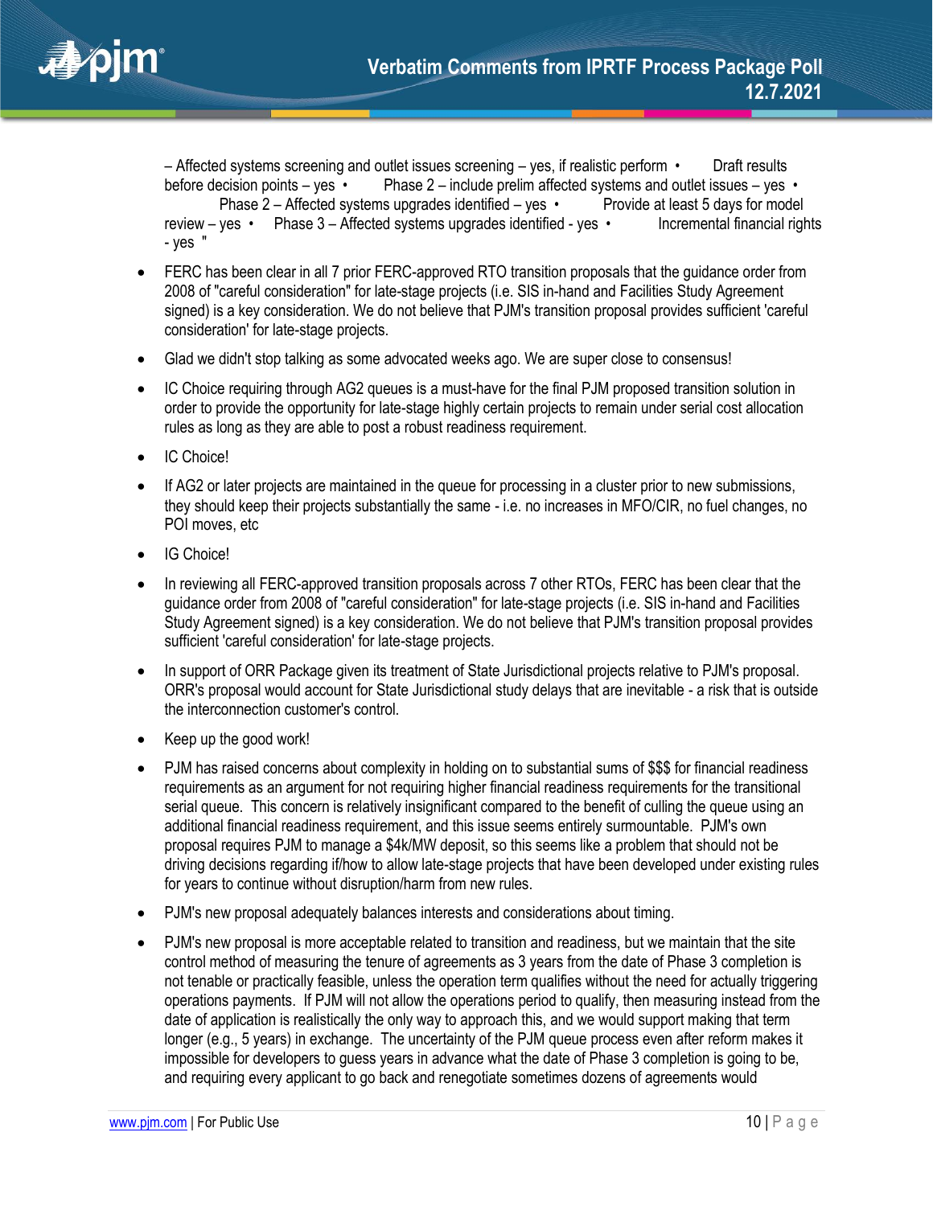– Affected systems screening and outlet issues screening – yes, if realistic perform • Draft results before decision points – yes • Phase 2 – include prelim affected systems and outlet issues – yes • Phase 2 – Affected systems upgrades identified – yes • Provide at least 5 days for model review – yes • Phase 3 – Affected systems upgrades identified - yes • Incremental financial rights - yes "

- FERC has been clear in all 7 prior FERC-approved RTO transition proposals that the guidance order from 2008 of "careful consideration" for late-stage projects (i.e. SIS in-hand and Facilities Study Agreement signed) is a key consideration. We do not believe that PJM's transition proposal provides sufficient 'careful consideration' for late-stage projects.
- Glad we didn't stop talking as some advocated weeks ago. We are super close to consensus!
- IC Choice requiring through AG2 queues is a must-have for the final PJM proposed transition solution in order to provide the opportunity for late-stage highly certain projects to remain under serial cost allocation rules as long as they are able to post a robust readiness requirement.
- IC Choice!
- If AG2 or later projects are maintained in the queue for processing in a cluster prior to new submissions, they should keep their projects substantially the same - i.e. no increases in MFO/CIR, no fuel changes, no POI moves, etc
- IG Choice!
- In reviewing all FERC-approved transition proposals across 7 other RTOs, FERC has been clear that the guidance order from 2008 of "careful consideration" for late-stage projects (i.e. SIS in-hand and Facilities Study Agreement signed) is a key consideration. We do not believe that PJM's transition proposal provides sufficient 'careful consideration' for late-stage projects.
- In support of ORR Package given its treatment of State Jurisdictional projects relative to PJM's proposal. ORR's proposal would account for State Jurisdictional study delays that are inevitable - a risk that is outside the interconnection customer's control.
- Keep up the good work!
- PJM has raised concerns about complexity in holding on to substantial sums of $$$ for financial readiness requirements as an argument for not requiring higher financial readiness requirements for the transitional serial queue. This concern is relatively insignificant compared to the benefit of culling the queue using an additional financial readiness requirement, and this issue seems entirely surmountable. PJM's own proposal requires PJM to manage a $4k/MW deposit, so this seems like a problem that should not be driving decisions regarding if/how to allow late-stage projects that have been developed under existing rules for years to continue without disruption/harm from new rules.
- PJM's new proposal adequately balances interests and considerations about timing.
- PJM's new proposal is more acceptable related to transition and readiness, but we maintain that the site control method of measuring the tenure of agreements as 3 years from the date of Phase 3 completion is not tenable or practically feasible, unless the operation term qualifies without the need for actually triggering operations payments. If PJM will not allow the operations period to qualify, then measuring instead from the date of application is realistically the only way to approach this, and we would support making that term longer (e.g., 5 years) in exchange. The uncertainty of the PJM queue process even after reform makes it impossible for developers to guess years in advance what the date of Phase 3 completion is going to be, and requiring every applicant to go back and renegotiate sometimes dozens of agreements would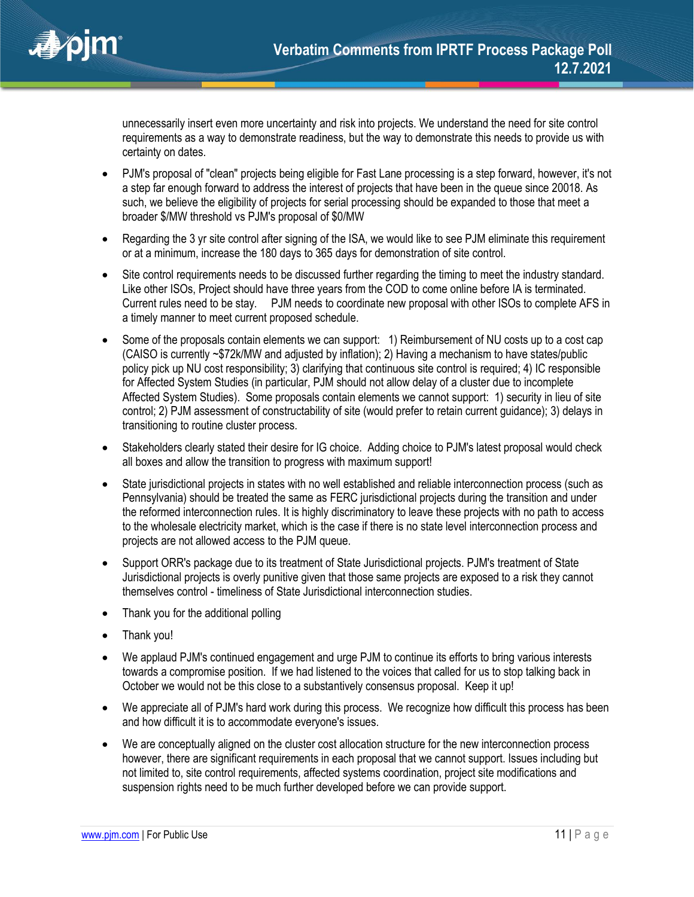unnecessarily insert even more uncertainty and risk into projects. We understand the need for site control requirements as a way to demonstrate readiness, but the way to demonstrate this needs to provide us with certainty on dates.

- PJM's proposal of "clean" projects being eligible for Fast Lane processing is a step forward, however, it's not a step far enough forward to address the interest of projects that have been in the queue since 20018. As such, we believe the eligibility of projects for serial processing should be expanded to those that meet a broader $/MW threshold vs PJM's proposal of $0/MW
- Regarding the 3 yr site control after signing of the ISA, we would like to see PJM eliminate this requirement or at a minimum, increase the 180 days to 365 days for demonstration of site control.
- Site control requirements needs to be discussed further regarding the timing to meet the industry standard. Like other ISOs, Project should have three years from the COD to come online before IA is terminated. Current rules need to be stay.    PJM needs to coordinate new proposal with other ISOs to complete AFS in a timely manner to meet current proposed schedule.
- Some of the proposals contain elements we can support:   1) Reimbursement of NU costs up to a cost cap (CAISO is currently ~$72k/MW and adjusted by inflation); 2) Having a mechanism to have states/public policy pick up NU cost responsibility; 3) clarifying that continuous site control is required; 4) IC responsible for Affected System Studies (in particular, PJM should not allow delay of a cluster due to incomplete Affected System Studies).  Some proposals contain elements we cannot support:  1) security in lieu of site control; 2) PJM assessment of constructability of site (would prefer to retain current guidance); 3) delays in transitioning to routine cluster process.
- Stakeholders clearly stated their desire for IG choice.  Adding choice to PJM's latest proposal would check all boxes and allow the transition to progress with maximum support!
- State jurisdictional projects in states with no well established and reliable interconnection process (such as Pennsylvania) should be treated the same as FERC jurisdictional projects during the transition and under the reformed interconnection rules. It is highly discriminatory to leave these projects with no path to access to the wholesale electricity market, which is the case if there is no state level interconnection process and projects are not allowed access to the PJM queue.
- Support ORR's package due to its treatment of State Jurisdictional projects. PJM's treatment of State Jurisdictional projects is overly punitive given that those same projects are exposed to a risk they cannot themselves control - timeliness of State Jurisdictional interconnection studies.
- Thank you for the additional polling
- Thank you!
- We applaud PJM's continued engagement and urge PJM to continue its efforts to bring various interests towards a compromise position.  If we had listened to the voices that called for us to stop talking back in October we would not be this close to a substantively consensus proposal.  Keep it up!
- We appreciate all of PJM's hard work during this process.  We recognize how difficult this process has been and how difficult it is to accommodate everyone's issues.
- We are conceptually aligned on the cluster cost allocation structure for the new interconnection process however, there are significant requirements in each proposal that we cannot support. Issues including but not limited to, site control requirements, affected systems coordination, project site modifications and suspension rights need to be much further developed before we can provide support.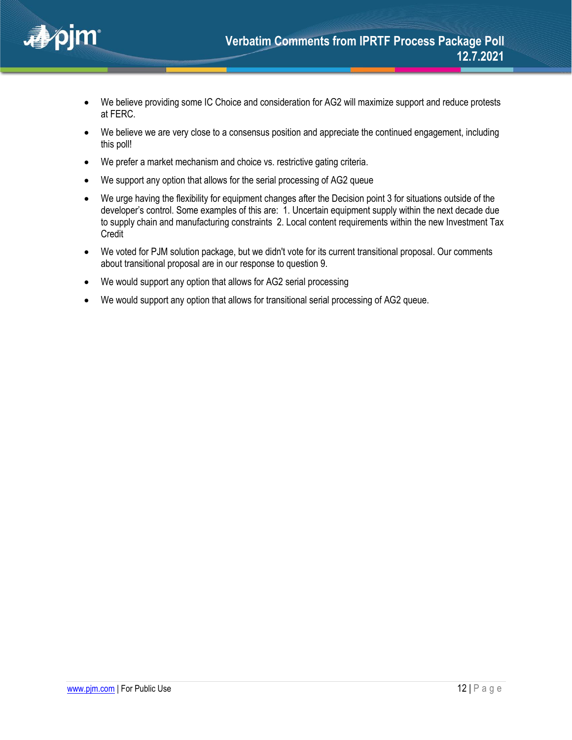- We believe providing some IC Choice and consideration for AG2 will maximize support and reduce protests at FERC.
- We believe we are very close to a consensus position and appreciate the continued engagement, including this poll!
- We prefer a market mechanism and choice vs. restrictive gating criteria.
- We support any option that allows for the serial processing of AG2 queue
- We urge having the flexibility for equipment changes after the Decision point 3 for situations outside of the developer's control. Some examples of this are: 1. Uncertain equipment supply within the next decade due to supply chain and manufacturing constraints 2. Local content requirements within the new Investment Tax Credit
- We voted for PJM solution package, but we didn't vote for its current transitional proposal. Our comments about transitional proposal are in our response to question 9.
- We would support any option that allows for AG2 serial processing
- We would support any option that allows for transitional serial processing of AG2 queue.